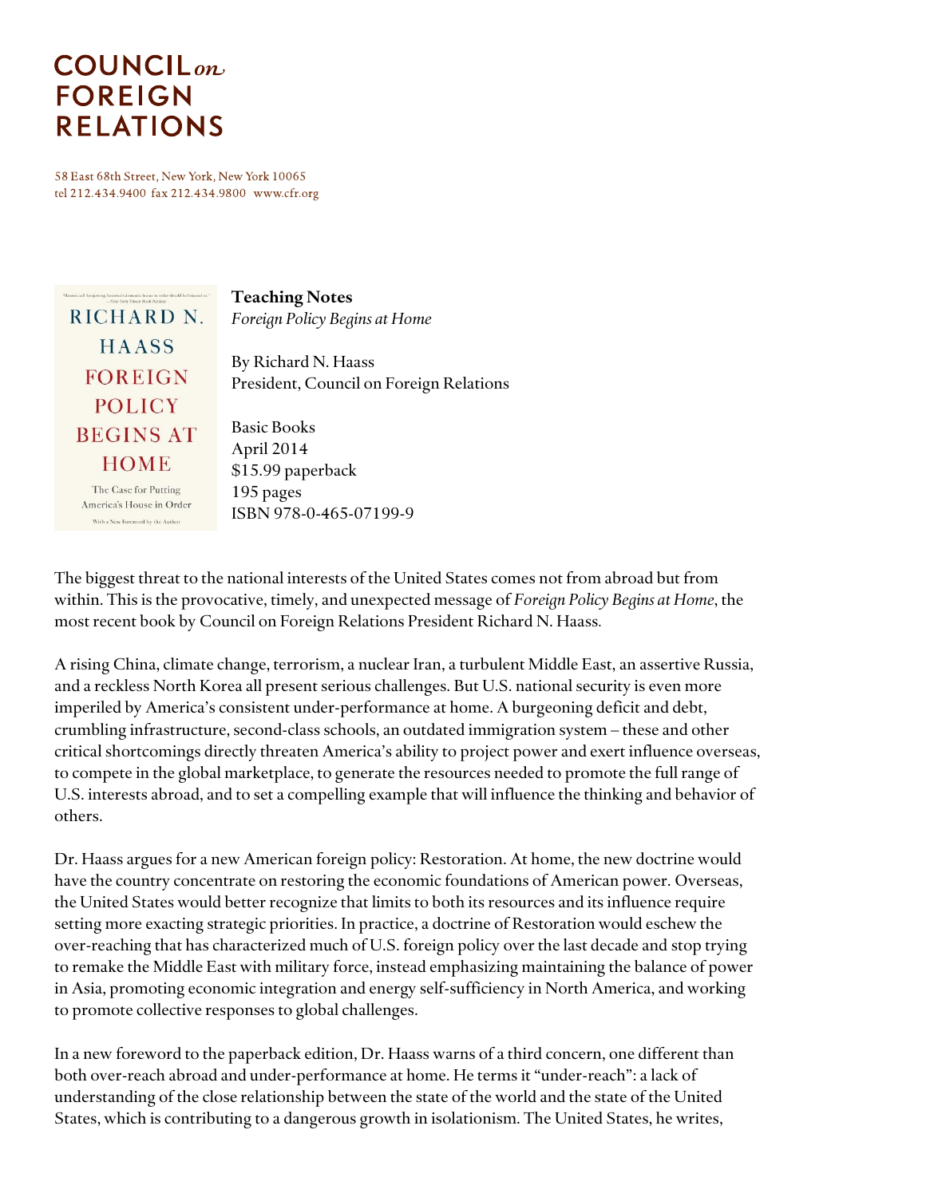# COUNCIL *on* FOREIGN RELATIONS

58 East 68th Street, New York, New York 10065
tel 212.434.9400 fax 212.434.9800 www.cfr.org

**Teaching Notes**
*Foreign Policy Begins at Home*

By Richard N. Haass
President, Council on Foreign Relations

Basic Books
April 2014
$15.99 paperback
195 pages
ISBN 978-0-465-07199-9

The biggest threat to the national interests of the United States comes not from abroad but from within. This is the provocative, timely, and unexpected message of *Foreign Policy Begins at Home*, the most recent book by Council on Foreign Relations President Richard N. Haass.

A rising China, climate change, terrorism, a nuclear Iran, a turbulent Middle East, an assertive Russia, and a reckless North Korea all present serious challenges. But U.S. national security is even more imperiled by America's consistent under-performance at home. A burgeoning deficit and debt, crumbling infrastructure, second-class schools, an outdated immigration system – these and other critical shortcomings directly threaten America's ability to project power and exert influence overseas, to compete in the global marketplace, to generate the resources needed to promote the full range of U.S. interests abroad, and to set a compelling example that will influence the thinking and behavior of others.

Dr. Haass argues for a new American foreign policy: Restoration. At home, the new doctrine would have the country concentrate on restoring the economic foundations of American power. Overseas, the United States would better recognize that limits to both its resources and its influence require setting more exacting strategic priorities. In practice, a doctrine of Restoration would eschew the over-reaching that has characterized much of U.S. foreign policy over the last decade and stop trying to remake the Middle East with military force, instead emphasizing maintaining the balance of power in Asia, promoting economic integration and energy self-sufficiency in North America, and working to promote collective responses to global challenges.

In a new foreword to the paperback edition, Dr. Haass warns of a third concern, one different than both over-reach abroad and under-performance at home. He terms it "under-reach": a lack of understanding of the close relationship between the state of the world and the state of the United States, which is contributing to a dangerous growth in isolationism. The United States, he writes,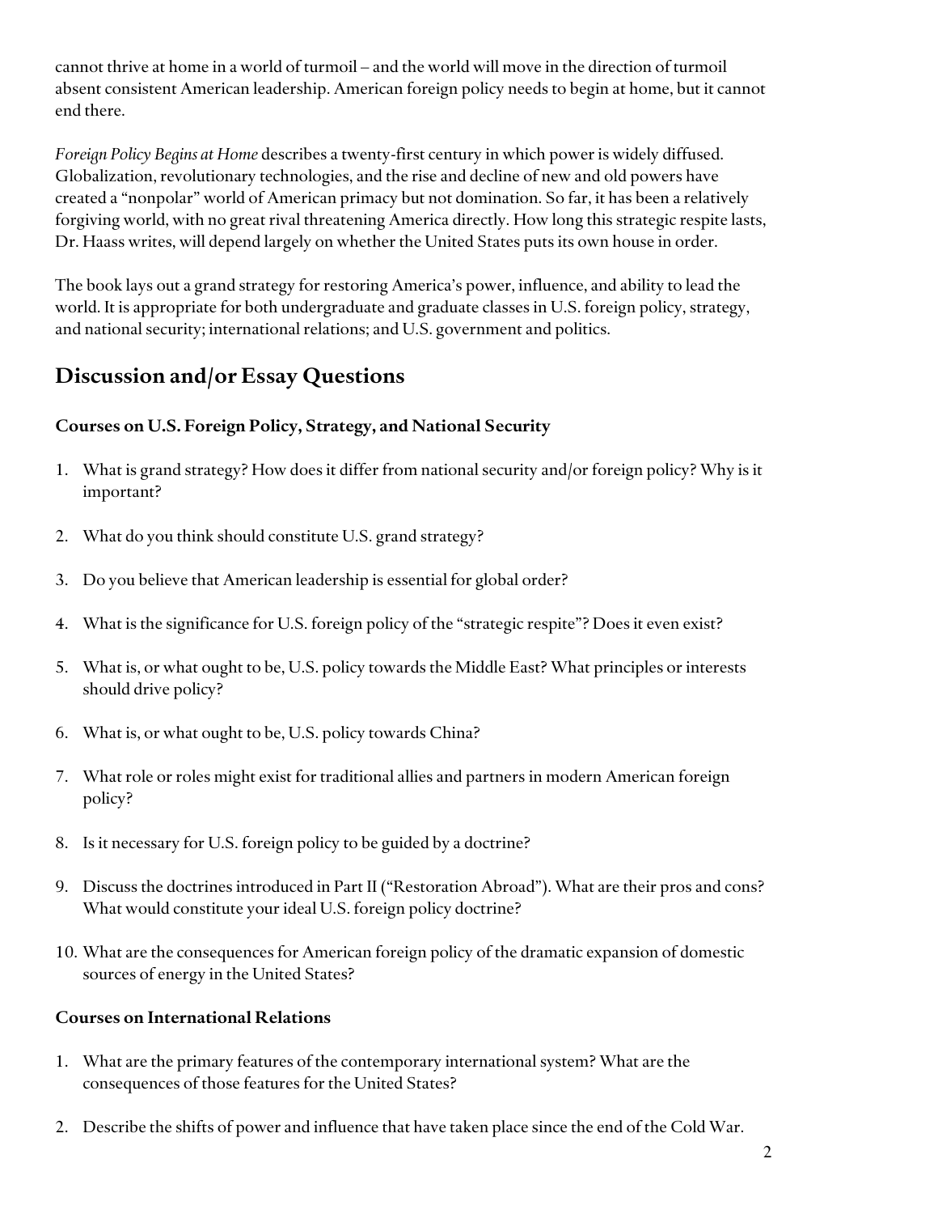cannot thrive at home in a world of turmoil – and the world will move in the direction of turmoil absent consistent American leadership. American foreign policy needs to begin at home, but it cannot end there.

*Foreign Policy Begins at Home* describes a twenty-first century in which power is widely diffused. Globalization, revolutionary technologies, and the rise and decline of new and old powers have created a "nonpolar" world of American primacy but not domination. So far, it has been a relatively forgiving world, with no great rival threatening America directly. How long this strategic respite lasts, Dr. Haass writes, will depend largely on whether the United States puts its own house in order.

The book lays out a grand strategy for restoring America's power, influence, and ability to lead the world. It is appropriate for both undergraduate and graduate classes in U.S. foreign policy, strategy, and national security; international relations; and U.S. government and politics.

## Discussion and/or Essay Questions

### Courses on U.S. Foreign Policy, Strategy, and National Security

1. What is grand strategy? How does it differ from national security and/or foreign policy? Why is it important?
2. What do you think should constitute U.S. grand strategy?
3. Do you believe that American leadership is essential for global order?
4. What is the significance for U.S. foreign policy of the "strategic respite"? Does it even exist?
5. What is, or what ought to be, U.S. policy towards the Middle East? What principles or interests should drive policy?
6. What is, or what ought to be, U.S. policy towards China?
7. What role or roles might exist for traditional allies and partners in modern American foreign policy?
8. Is it necessary for U.S. foreign policy to be guided by a doctrine?
9. Discuss the doctrines introduced in Part II ("Restoration Abroad"). What are their pros and cons? What would constitute your ideal U.S. foreign policy doctrine?
10. What are the consequences for American foreign policy of the dramatic expansion of domestic sources of energy in the United States?

### Courses on International Relations

1. What are the primary features of the contemporary international system? What are the consequences of those features for the United States?
2. Describe the shifts of power and influence that have taken place since the end of the Cold War.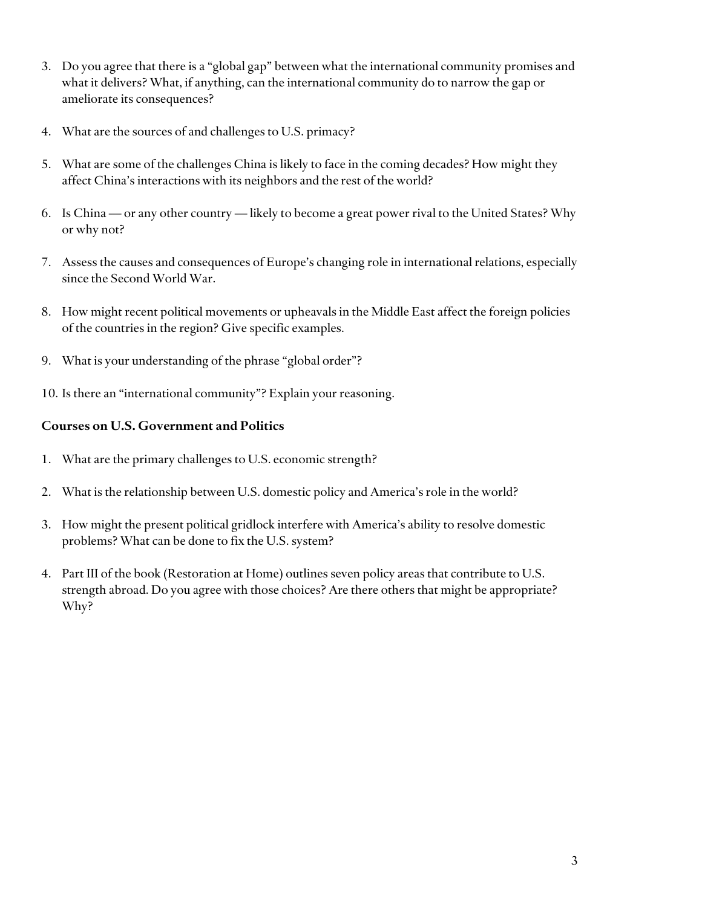3. Do you agree that there is a "global gap" between what the international community promises and what it delivers? What, if anything, can the international community do to narrow the gap or ameliorate its consequences?

4. What are the sources of and challenges to U.S. primacy?

5. What are some of the challenges China is likely to face in the coming decades? How might they affect China's interactions with its neighbors and the rest of the world?

6. Is China — or any other country — likely to become a great power rival to the United States? Why or why not?

7. Assess the causes and consequences of Europe's changing role in international relations, especially since the Second World War.

8. How might recent political movements or upheavals in the Middle East affect the foreign policies of the countries in the region? Give specific examples.

9. What is your understanding of the phrase "global order"?

10. Is there an "international community"? Explain your reasoning.

**Courses on U.S. Government and Politics**

1. What are the primary challenges to U.S. economic strength?

2. What is the relationship between U.S. domestic policy and America's role in the world?

3. How might the present political gridlock interfere with America's ability to resolve domestic problems? What can be done to fix the U.S. system?

4. Part III of the book (Restoration at Home) outlines seven policy areas that contribute to U.S. strength abroad. Do you agree with those choices? Are there others that might be appropriate? Why?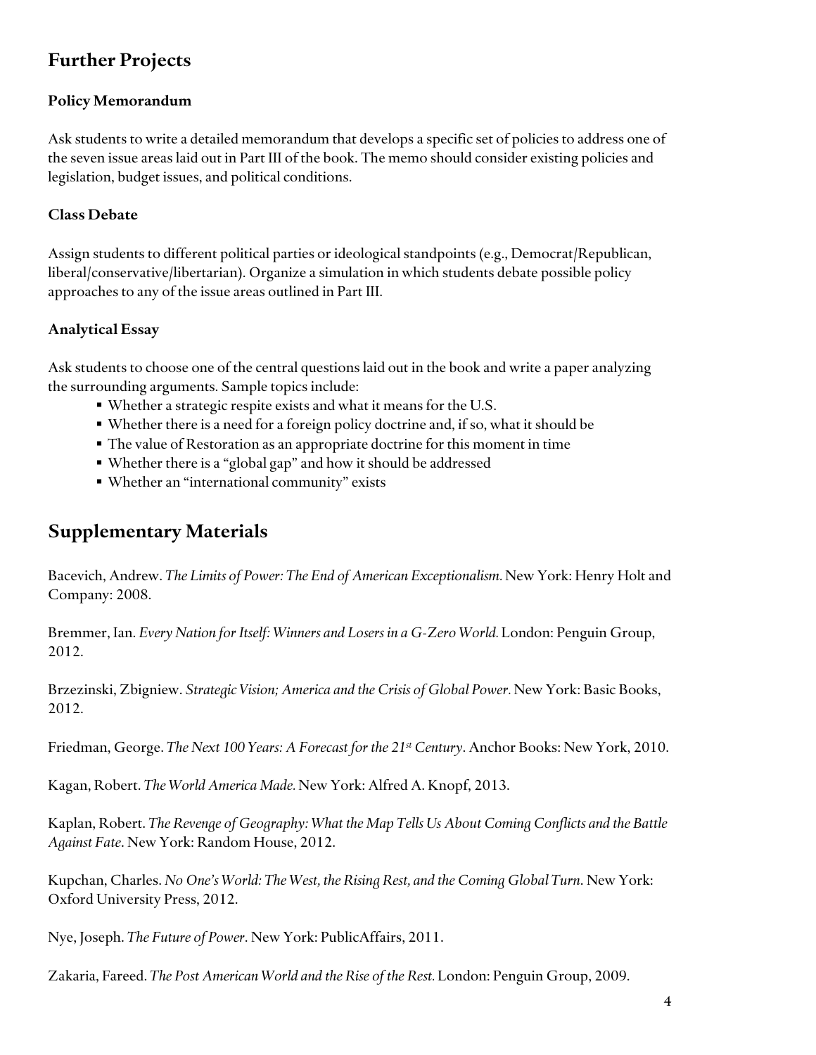## Further Projects

### Policy Memorandum

Ask students to write a detailed memorandum that develops a specific set of policies to address one of the seven issue areas laid out in Part III of the book. The memo should consider existing policies and legislation, budget issues, and political conditions.

### Class Debate

Assign students to different political parties or ideological standpoints (e.g., Democrat/Republican, liberal/conservative/libertarian). Organize a simulation in which students debate possible policy approaches to any of the issue areas outlined in Part III.

### Analytical Essay

Ask students to choose one of the central questions laid out in the book and write a paper analyzing the surrounding arguments. Sample topics include:

- Whether a strategic respite exists and what it means for the U.S.
- Whether there is a need for a foreign policy doctrine and, if so, what it should be
- The value of Restoration as an appropriate doctrine for this moment in time
- Whether there is a "global gap" and how it should be addressed
- Whether an "international community" exists

## Supplementary Materials

Bacevich, Andrew. *The Limits of Power: The End of American Exceptionalism.* New York: Henry Holt and Company: 2008.

Bremmer, Ian. *Every Nation for Itself: Winners and Losers in a G-Zero World.* London: Penguin Group, 2012.

Brzezinski, Zbigniew. *Strategic Vision; America and the Crisis of Global Power.* New York: Basic Books, 2012.

Friedman, George. *The Next 100 Years: A Forecast for the 21st Century*. Anchor Books: New York, 2010.

Kagan, Robert. *The World America Made.* New York: Alfred A. Knopf, 2013.

Kaplan, Robert. *The Revenge of Geography: What the Map Tells Us About Coming Conflicts and the Battle Against Fate*. New York: Random House, 2012.

Kupchan, Charles. *No One's World: The West, the Rising Rest, and the Coming Global Turn*. New York: Oxford University Press, 2012.

Nye, Joseph. *The Future of Power*. New York: PublicAffairs, 2011.

Zakaria, Fareed. *The Post American World and the Rise of the Rest.* London: Penguin Group, 2009.